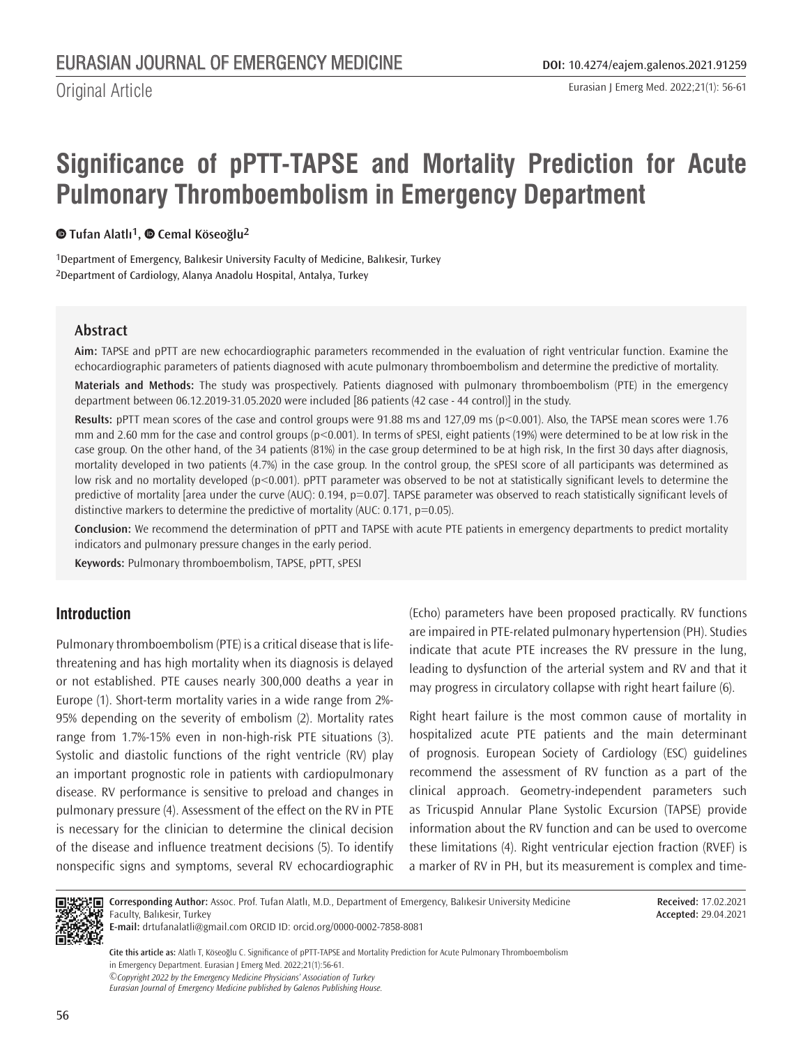Original Article

# Significance of pPTT-TAPSE and Mortality Prediction for Acute Pulmonary Thromboembolism in Emergency Department

**Tufan Alatlı[1], Cemal Köseoğlu[2]**

[1]Department of Emergency, Balıkesir University Faculty of Medicine, Balıkesir, Turkey
[2]Department of Cardiology, Alanya Anadolu Hospital, Antalya, Turkey

## Abstract

**Aim:** TAPSE and pPTT are new echocardiographic parameters recommended in the evaluation of right ventricular function. Examine the echocardiographic parameters of patients diagnosed with acute pulmonary thromboembolism and determine the predictive of mortality.

**Materials and Methods:** The study was prospectively. Patients diagnosed with pulmonary thromboembolism (PTE) in the emergency department between 06.12.2019-31.05.2020 were included [86 patients (42 case - 44 control)] in the study.

**Results:** pPTT mean scores of the case and control groups were 91.88 ms and 127,09 ms ($p<0.001$). Also, the TAPSE mean scores were 1.76 mm and 2.60 mm for the case and control groups ($p<0.001$). In terms of sPESI, eight patients (19%) were determined to be at low risk in the case group. On the other hand, of the 34 patients (81%) in the case group determined to be at high risk, In the first 30 days after diagnosis, mortality developed in two patients (4.7%) in the case group. In the control group, the sPESI score of all participants was determined as low risk and no mortality developed ($p<0.001$). pPTT parameter was observed to be not at statistically significant levels to determine the predictive of mortality [area under the curve (AUC): 0.194, $p=0.07$]. TAPSE parameter was observed to reach statistically significant levels of distinctive markers to determine the predictive of mortality (AUC: 0.171, $p=0.05$).

**Conclusion:** We recommend the determination of pPTT and TAPSE with acute PTE patients in emergency departments to predict mortality indicators and pulmonary pressure changes in the early period.

**Keywords:** Pulmonary thromboembolism, TAPSE, pPTT, sPESI

## Introduction

Pulmonary thromboembolism (PTE) is a critical disease that is life-threatening and has high mortality when its diagnosis is delayed or not established. PTE causes nearly 300,000 deaths a year in Europe (1). Short-term mortality varies in a wide range from 2%-95% depending on the severity of embolism (2). Mortality rates range from 1.7%-15% even in non-high-risk PTE situations (3). Systolic and diastolic functions of the right ventricle (RV) play an important prognostic role in patients with cardiopulmonary disease. RV performance is sensitive to preload and changes in pulmonary pressure (4). Assessment of the effect on the RV in PTE is necessary for the clinician to determine the clinical decision of the disease and influence treatment decisions (5). To identify nonspecific signs and symptoms, several RV echocardiographic (Echo) parameters have been proposed practically. RV functions are impaired in PTE-related pulmonary hypertension (PH). Studies indicate that acute PTE increases the RV pressure in the lung, leading to dysfunction of the arterial system and RV and that it may progress in circulatory collapse with right heart failure (6).

Right heart failure is the most common cause of mortality in hospitalized acute PTE patients and the main determinant of prognosis. European Society of Cardiology (ESC) guidelines recommend the assessment of RV function as a part of the clinical approach. Geometry-independent parameters such as Tricuspid Annular Plane Systolic Excursion (TAPSE) provide information about the RV function and can be used to overcome these limitations (4). Right ventricular ejection fraction (RVEF) is a marker of RV in PH, but its measurement is complex and time-

**Corresponding Author:** Assoc. Prof. Tufan Alatlı, M.D., Department of Emergency, Balıkesir University Medicine Faculty, Balıkesir, Turkey
**E-mail:** drtufanalatli@gmail.com ORCID ID: orcid.org/0000-0002-7858-8081

**Received:** 17.02.2021
**Accepted:** 29.04.2021

**Cite this article as:** Alatlı T, Köseoğlu C. Significance of pPTT-TAPSE and Mortality Prediction for Acute Pulmonary Thromboembolism in Emergency Department. Eurasian J Emerg Med. 2022;21(1):56-61.

*©Copyright 2022 by the Emergency Medicine Physicians' Association of Turkey*
*Eurasian Journal of Emergency Medicine published by Galenos Publishing House.*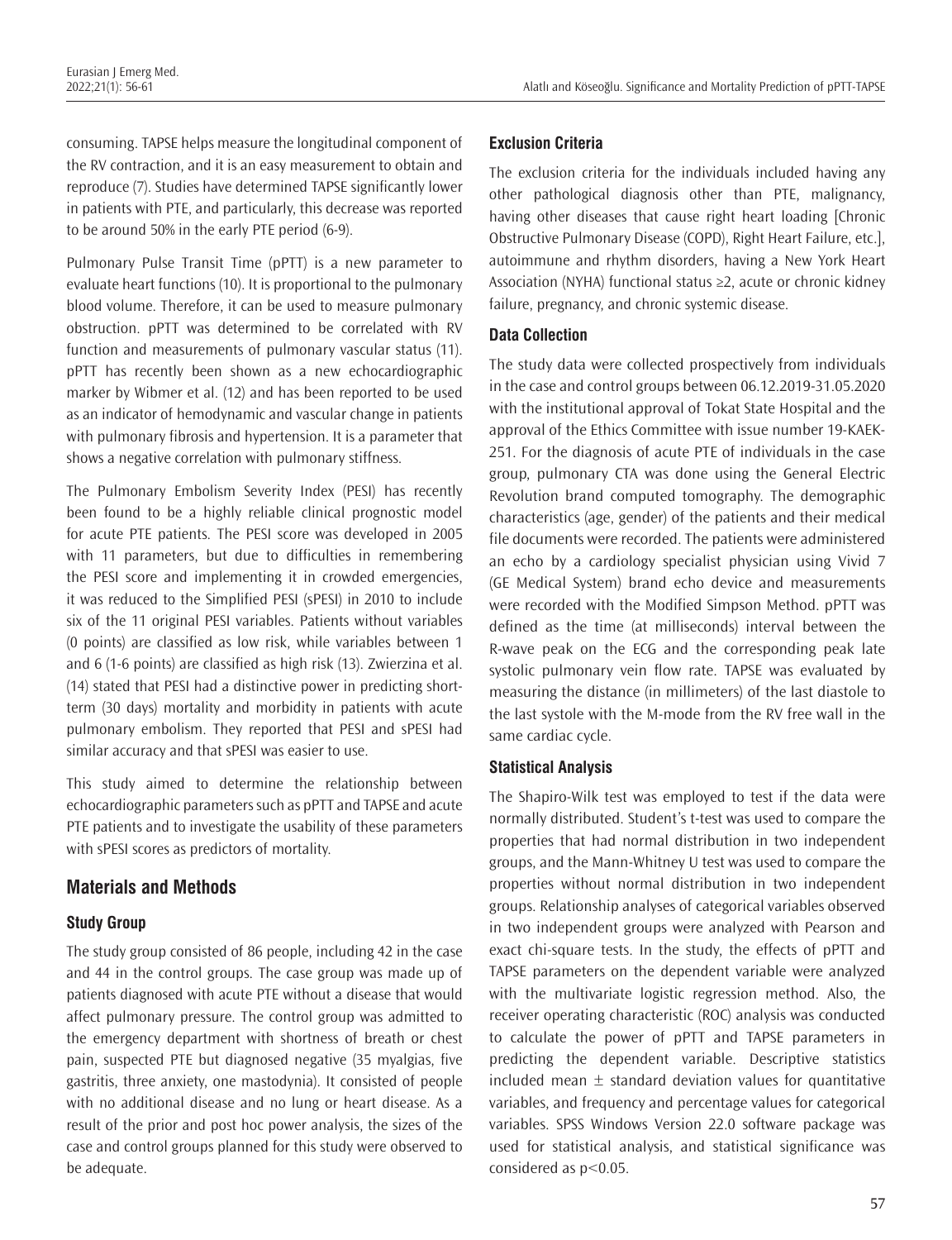consuming. TAPSE helps measure the longitudinal component of the RV contraction, and it is an easy measurement to obtain and reproduce (7). Studies have determined TAPSE significantly lower in patients with PTE, and particularly, this decrease was reported to be around 50% in the early PTE period (6-9).

Pulmonary Pulse Transit Time (pPTT) is a new parameter to evaluate heart functions (10). It is proportional to the pulmonary blood volume. Therefore, it can be used to measure pulmonary obstruction. pPTT was determined to be correlated with RV function and measurements of pulmonary vascular status (11). pPTT has recently been shown as a new echocardiographic marker by Wibmer et al. (12) and has been reported to be used as an indicator of hemodynamic and vascular change in patients with pulmonary fibrosis and hypertension. It is a parameter that shows a negative correlation with pulmonary stiffness.

The Pulmonary Embolism Severity Index (PESI) has recently been found to be a highly reliable clinical prognostic model for acute PTE patients. The PESI score was developed in 2005 with 11 parameters, but due to difficulties in remembering the PESI score and implementing it in crowded emergencies, it was reduced to the Simplified PESI (sPESI) in 2010 to include six of the 11 original PESI variables. Patients without variables (0 points) are classified as low risk, while variables between 1 and 6 (1-6 points) are classified as high risk (13). Zwierzina et al. (14) stated that PESI had a distinctive power in predicting short-term (30 days) mortality and morbidity in patients with acute pulmonary embolism. They reported that PESI and sPESI had similar accuracy and that sPESI was easier to use.

This study aimed to determine the relationship between echocardiographic parameters such as pPTT and TAPSE and acute PTE patients and to investigate the usability of these parameters with sPESI scores as predictors of mortality.

## Materials and Methods

### Study Group

The study group consisted of 86 people, including 42 in the case and 44 in the control groups. The case group was made up of patients diagnosed with acute PTE without a disease that would affect pulmonary pressure. The control group was admitted to the emergency department with shortness of breath or chest pain, suspected PTE but diagnosed negative (35 myalgias, five gastritis, three anxiety, one mastodynia). It consisted of people with no additional disease and no lung or heart disease. As a result of the prior and post hoc power analysis, the sizes of the case and control groups planned for this study were observed to be adequate.

### Exclusion Criteria

The exclusion criteria for the individuals included having any other pathological diagnosis other than PTE, malignancy, having other diseases that cause right heart loading [Chronic Obstructive Pulmonary Disease (COPD), Right Heart Failure, etc.], autoimmune and rhythm disorders, having a New York Heart Association (NYHA) functional status ≥2, acute or chronic kidney failure, pregnancy, and chronic systemic disease.

### Data Collection

The study data were collected prospectively from individuals in the case and control groups between 06.12.2019-31.05.2020 with the institutional approval of Tokat State Hospital and the approval of the Ethics Committee with issue number 19-KAEK-251. For the diagnosis of acute PTE of individuals in the case group, pulmonary CTA was done using the General Electric Revolution brand computed tomography. The demographic characteristics (age, gender) of the patients and their medical file documents were recorded. The patients were administered an echo by a cardiology specialist physician using Vivid 7 (GE Medical System) brand echo device and measurements were recorded with the Modified Simpson Method. pPTT was defined as the time (at milliseconds) interval between the R-wave peak on the ECG and the corresponding peak late systolic pulmonary vein flow rate. TAPSE was evaluated by measuring the distance (in millimeters) of the last diastole to the last systole with the M-mode from the RV free wall in the same cardiac cycle.

### Statistical Analysis

The Shapiro-Wilk test was employed to test if the data were normally distributed. Student's t-test was used to compare the properties that had normal distribution in two independent groups, and the Mann-Whitney U test was used to compare the properties without normal distribution in two independent groups. Relationship analyses of categorical variables observed in two independent groups were analyzed with Pearson and exact chi-square tests. In the study, the effects of pPTT and TAPSE parameters on the dependent variable were analyzed with the multivariate logistic regression method. Also, the receiver operating characteristic (ROC) analysis was conducted to calculate the power of pPTT and TAPSE parameters in predicting the dependent variable. Descriptive statistics included mean $\pm$ standard deviation values for quantitative variables, and frequency and percentage values for categorical variables. SPSS Windows Version 22.0 software package was used for statistical analysis, and statistical significance was considered as $p<0.05$.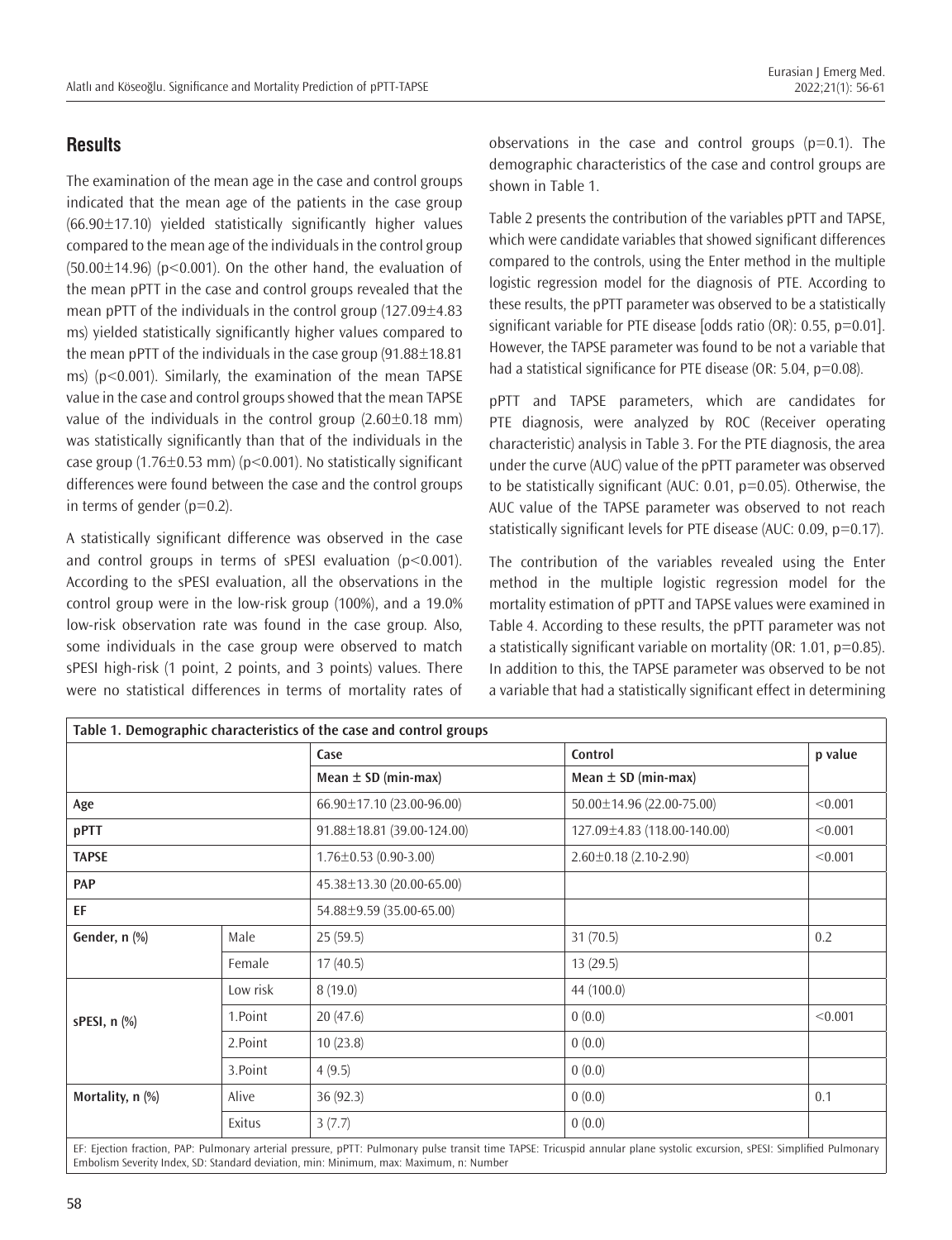## Results

The examination of the mean age in the case and control groups indicated that the mean age of the patients in the case group (66.90±17.10) yielded statistically significantly higher values compared to the mean age of the individuals in the control group (50.00±14.96) ($p<0.001$). On the other hand, the evaluation of the mean pPTT in the case and control groups revealed that the mean pPTT of the individuals in the control group (127.09±4.83 ms) yielded statistically significantly higher values compared to the mean pPTT of the individuals in the case group (91.88±18.81 ms) ($p<0.001$). Similarly, the examination of the mean TAPSE value in the case and control groups showed that the mean TAPSE value of the individuals in the control group (2.60±0.18 mm) was statistically significantly than that of the individuals in the case group (1.76±0.53 mm) ($p<0.001$). No statistically significant differences were found between the case and the control groups in terms of gender ($p=0.2$).

A statistically significant difference was observed in the case and control groups in terms of sPESI evaluation ($p<0.001$). According to the sPESI evaluation, all the observations in the control group were in the low-risk group (100%), and a 19.0% low-risk observation rate was found in the case group. Also, some individuals in the case group were observed to match sPESI high-risk (1 point, 2 points, and 3 points) values. There were no statistical differences in terms of mortality rates of observations in the case and control groups ($p=0.1$). The demographic characteristics of the case and control groups are shown in Table 1.

Table 2 presents the contribution of the variables pPTT and TAPSE, which were candidate variables that showed significant differences compared to the controls, using the Enter method in the multiple logistic regression model for the diagnosis of PTE. According to these results, the pPTT parameter was observed to be a statistically significant variable for PTE disease [odds ratio (OR): 0.55, $p=0.01$]. However, the TAPSE parameter was found to be not a variable that had a statistical significance for PTE disease (OR: 5.04, $p=0.08$).

pPTT and TAPSE parameters, which are candidates for PTE diagnosis, were analyzed by ROC (Receiver operating characteristic) analysis in Table 3. For the PTE diagnosis, the area under the curve (AUC) value of the pPTT parameter was observed to be statistically significant (AUC: 0.01, $p=0.05$). Otherwise, the AUC value of the TAPSE parameter was observed to not reach statistically significant levels for PTE disease (AUC: 0.09, $p=0.17$).

The contribution of the variables revealed using the Enter method in the multiple logistic regression model for the mortality estimation of pPTT and TAPSE values were examined in Table 4. According to these results, the pPTT parameter was not a statistically significant variable on mortality (OR: 1.01, $p=0.85$). In addition to this, the TAPSE parameter was observed to be not a variable that had a statistically significant effect in determining

**Table 1. Demographic characteristics of the case and control groups**

| | | Case | Control | p value |
|---|---|---|---|---|
| | | Mean ± SD (min-max) | Mean ± SD (min-max) | |
| **Age** | | 66.90±17.10 (23.00-96.00) | 50.00±14.96 (22.00-75.00) | <0.001 |
| **pPTT** | | 91.88±18.81 (39.00-124.00) | 127.09±4.83 (118.00-140.00) | <0.001 |
| **TAPSE** | | 1.76±0.53 (0.90-3.00) | 2.60±0.18 (2.10-2.90) | <0.001 |
| **PAP** | | 45.38±13.30 (20.00-65.00) | | |
| **EF** | | 54.88±9.59 (35.00-65.00) | | |
| **Gender, n (%)** | Male | 25 (59.5) | 31 (70.5) | 0.2 |
| | Female | 17 (40.5) | 13 (29.5) | |
| **sPESI, n (%)** | Low risk | 8 (19.0) | 44 (100.0) | <0.001 |
| | 1.Point | 20 (47.6) | 0 (0.0) | |
| | 2.Point | 10 (23.8) | 0 (0.0) | |
| | 3.Point | 4 (9.5) | 0 (0.0) | |
| **Mortality, n (%)** | Alive | 36 (92.3) | 0 (0.0) | 0.1 |
| | Exitus | 3 (7.7) | 0 (0.0) | |

EF: Ejection fraction, PAP: Pulmonary arterial pressure, pPTT: Pulmonary pulse transit time TAPSE: Tricuspid annular plane systolic excursion, sPESI: Simplified Pulmonary Embolism Severity Index, SD: Standard deviation, min: Minimum, max: Maximum, n: Number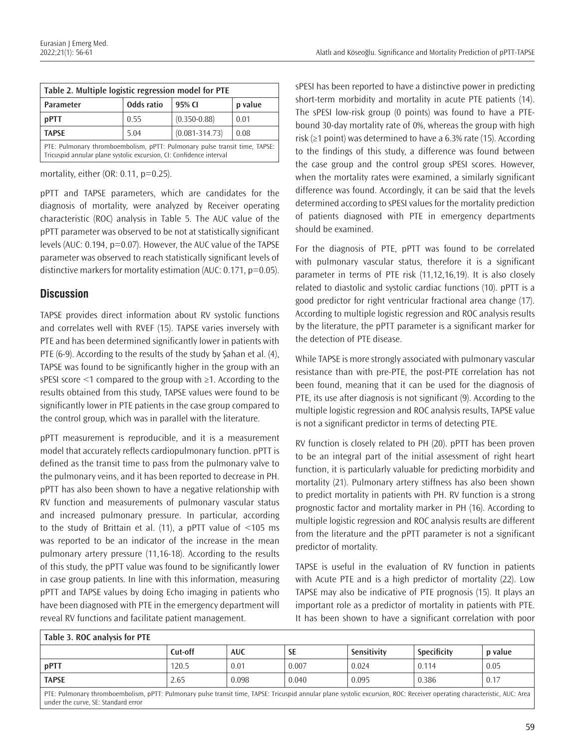| Table 2. Multiple logistic regression model for PTE | | | |
|---|---|---|---|
| Parameter | Odds ratio | 95% CI | p value |
| pPTT | 0.55 | (0.350-0.88) | 0.01 |
| TAPSE | 5.04 | (0.081-314.73) | 0.08 |

PTE: Pulmonary thromboembolism, pPTT: Pulmonary pulse transit time, TAPSE: Tricuspid annular plane systolic excursion, CI: Confidence interval

mortality, either (OR: 0.11, p=0.25).

pPTT and TAPSE parameters, which are candidates for the diagnosis of mortality, were analyzed by Receiver operating characteristic (ROC) analysis in Table 5. The AUC value of the pPTT parameter was observed to be not at statistically significant levels (AUC: 0.194, p=0.07). However, the AUC value of the TAPSE parameter was observed to reach statistically significant levels of distinctive markers for mortality estimation (AUC: 0.171, p=0.05).

## Discussion

TAPSE provides direct information about RV systolic functions and correlates well with RVEF (15). TAPSE varies inversely with PTE and has been determined significantly lower in patients with PTE (6-9). According to the results of the study by Şahan et al. (4), TAPSE was found to be significantly higher in the group with an sPESI score <1 compared to the group with ≥1. According to the results obtained from this study, TAPSE values were found to be significantly lower in PTE patients in the case group compared to the control group, which was in parallel with the literature.

pPTT measurement is reproducible, and it is a measurement model that accurately reflects cardiopulmonary function. pPTT is defined as the transit time to pass from the pulmonary valve to the pulmonary veins, and it has been reported to decrease in PH. pPTT has also been shown to have a negative relationship with RV function and measurements of pulmonary vascular status and increased pulmonary pressure. In particular, according to the study of Brittain et al. (11), a pPTT value of <105 ms was reported to be an indicator of the increase in the mean pulmonary artery pressure (11,16-18). According to the results of this study, the pPTT value was found to be significantly lower in case group patients. In line with this information, measuring pPTT and TAPSE values by doing Echo imaging in patients who have been diagnosed with PTE in the emergency department will reveal RV functions and facilitate patient management.

sPESI has been reported to have a distinctive power in predicting short-term morbidity and mortality in acute PTE patients (14). The sPESI low-risk group (0 points) was found to have a PTE-bound 30-day mortality rate of 0%, whereas the group with high risk (≥1 point) was determined to have a 6.3% rate (15). According to the findings of this study, a difference was found between the case group and the control group sPESI scores. However, when the mortality rates were examined, a similarly significant difference was found. Accordingly, it can be said that the levels determined according to sPESI values for the mortality prediction of patients diagnosed with PTE in emergency departments should be examined.

For the diagnosis of PTE, pPTT was found to be correlated with pulmonary vascular status, therefore it is a significant parameter in terms of PTE risk (11,12,16,19). It is also closely related to diastolic and systolic cardiac functions (10). pPTT is a good predictor for right ventricular fractional area change (17). According to multiple logistic regression and ROC analysis results by the literature, the pPTT parameter is a significant marker for the detection of PTE disease.

While TAPSE is more strongly associated with pulmonary vascular resistance than with pre-PTE, the post-PTE correlation has not been found, meaning that it can be used for the diagnosis of PTE, its use after diagnosis is not significant (9). According to the multiple logistic regression and ROC analysis results, TAPSE value is not a significant predictor in terms of detecting PTE.

RV function is closely related to PH (20). pPTT has been proven to be an integral part of the initial assessment of right heart function, it is particularly valuable for predicting morbidity and mortality (21). Pulmonary artery stiffness has also been shown to predict mortality in patients with PH. RV function is a strong prognostic factor and mortality marker in PH (16). According to multiple logistic regression and ROC analysis results are different from the literature and the pPTT parameter is not a significant predictor of mortality.

TAPSE is useful in the evaluation of RV function in patients with Acute PTE and is a high predictor of mortality (22). Low TAPSE may also be indicative of PTE prognosis (15). It plays an important role as a predictor of mortality in patients with PTE. It has been shown to have a significant correlation with poor

| Table 3. ROC analysis for PTE | | | | | | |
|---|---|---|---|---|---|---|
| | Cut-off | AUC | SE | Sensitivity | Specificity | p value |
| pPTT | 120.5 | 0.01 | 0.007 | 0.024 | 0.114 | 0.05 |
| TAPSE | 2.65 | 0.098 | 0.040 | 0.095 | 0.386 | 0.17 |

PTE: Pulmonary thromboembolism, pPTT: Pulmonary pulse transit time, TAPSE: Tricuspid annular plane systolic excursion, ROC: Receiver operating characteristic, AUC: Area under the curve, SE: Standard error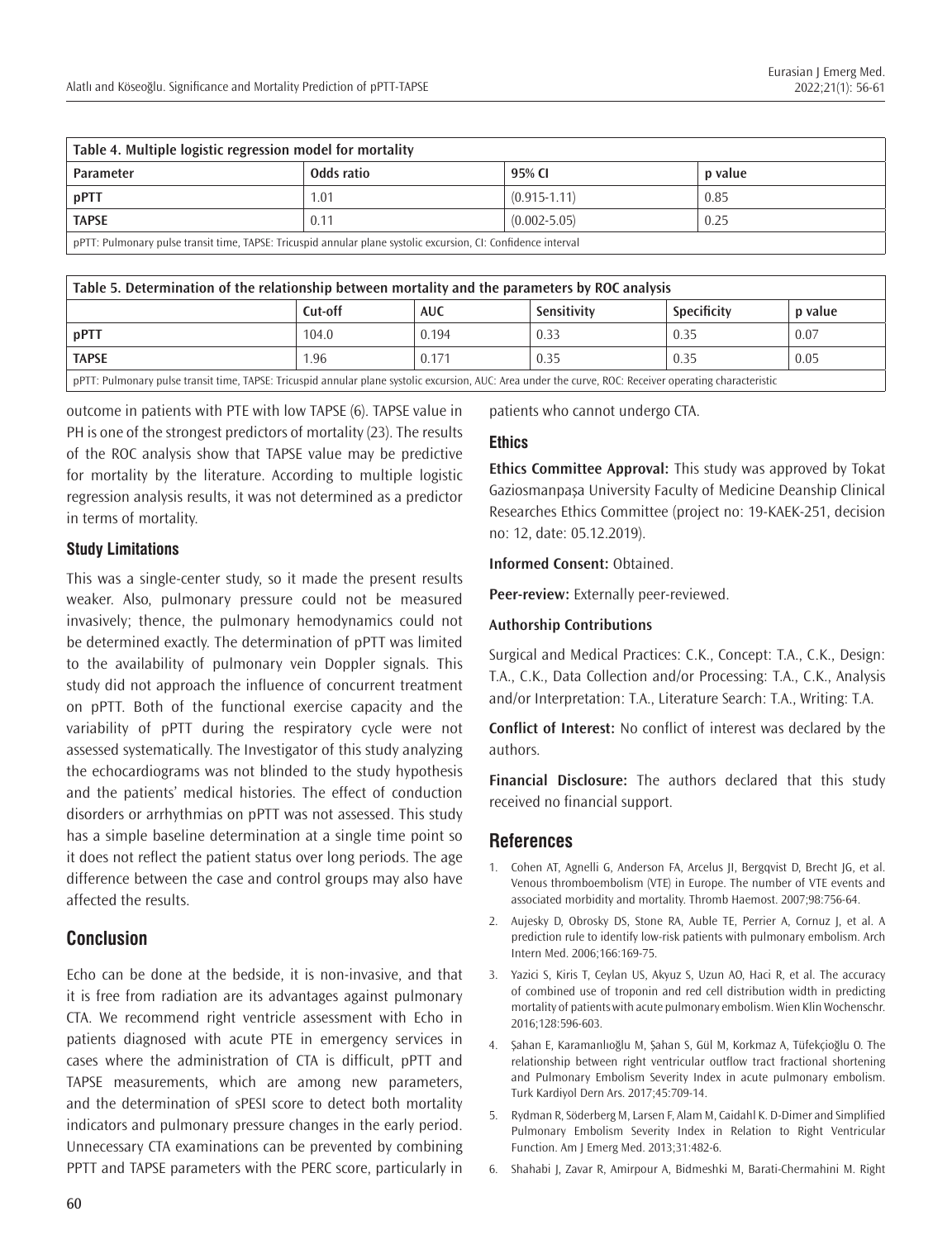| Table 4. Multiple logistic regression model for mortality | | | |
|---|---|---|---|
| **Parameter** | **Odds ratio** | **95% CI** | **p value** |
| **pPTT** | 1.01 | (0.915-1.11) | 0.85 |
| **TAPSE** | 0.11 | (0.002-5.05) | 0.25 |
| pPTT: Pulmonary pulse transit time, TAPSE: Tricuspid annular plane systolic excursion, CI: Confidence interval | | | |

| Table 5. Determination of the relationship between mortality and the parameters by ROC analysis | | | | | |
|---|---|---|---|---|---|
| | **Cut-off** | **AUC** | **Sensitivity** | **Specificity** | **p value** |
| **pPTT** | 104.0 | 0.194 | 0.33 | 0.35 | 0.07 |
| **TAPSE** | 1.96 | 0.171 | 0.35 | 0.35 | 0.05 |
| pPTT: Pulmonary pulse transit time, TAPSE: Tricuspid annular plane systolic excursion, AUC: Area under the curve, ROC: Receiver operating characteristic | | | | | |

outcome in patients with PTE with low TAPSE (6). TAPSE value in PH is one of the strongest predictors of mortality (23). The results of the ROC analysis show that TAPSE value may be predictive for mortality by the literature. According to multiple logistic regression analysis results, it was not determined as a predictor in terms of mortality.

### Study Limitations

This was a single-center study, so it made the present results weaker. Also, pulmonary pressure could not be measured invasively; thence, the pulmonary hemodynamics could not be determined exactly. The determination of pPTT was limited to the availability of pulmonary vein Doppler signals. This study did not approach the influence of concurrent treatment on pPTT. Both of the functional exercise capacity and the variability of pPTT during the respiratory cycle were not assessed systematically. The Investigator of this study analyzing the echocardiograms was not blinded to the study hypothesis and the patients' medical histories. The effect of conduction disorders or arrhythmias on pPTT was not assessed. This study has a simple baseline determination at a single time point so it does not reflect the patient status over long periods. The age difference between the case and control groups may also have affected the results.

## Conclusion

Echo can be done at the bedside, it is non-invasive, and that it is free from radiation are its advantages against pulmonary CTA. We recommend right ventricle assessment with Echo in patients diagnosed with acute PTE in emergency services in cases where the administration of CTA is difficult, pPTT and TAPSE measurements, which are among new parameters, and the determination of sPESI score to detect both mortality indicators and pulmonary pressure changes in the early period. Unnecessary CTA examinations can be prevented by combining PPTT and TAPSE parameters with the PERC score, particularly in patients who cannot undergo CTA.

### Ethics

**Ethics Committee Approval:** This study was approved by Tokat Gaziosmanpaşa University Faculty of Medicine Deanship Clinical Researches Ethics Committee (project no: 19-KAEK-251, decision no: 12, date: 05.12.2019).

**Informed Consent:** Obtained.

**Peer-review:** Externally peer-reviewed.

**Authorship Contributions**

Surgical and Medical Practices: C.K., Concept: T.A., C.K., Design: T.A., C.K., Data Collection and/or Processing: T.A., C.K., Analysis and/or Interpretation: T.A., Literature Search: T.A., Writing: T.A.

**Conflict of Interest:** No conflict of interest was declared by the authors.

**Financial Disclosure:** The authors declared that this study received no financial support.

## References

1. Cohen AT, Agnelli G, Anderson FA, Arcelus JI, Bergqvist D, Brecht JG, et al. Venous thromboembolism (VTE) in Europe. The number of VTE events and associated morbidity and mortality. Thromb Haemost. 2007;98:756-64.
2. Aujesky D, Obrosky DS, Stone RA, Auble TE, Perrier A, Cornuz J, et al. A prediction rule to identify low-risk patients with pulmonary embolism. Arch Intern Med. 2006;166:169-75.
3. Yazici S, Kiris T, Ceylan US, Akyuz S, Uzun AO, Haci R, et al. The accuracy of combined use of troponin and red cell distribution width in predicting mortality of patients with acute pulmonary embolism. Wien Klin Wochenschr. 2016;128:596-603.
4. Şahan E, Karamanlıoğlu M, Şahan S, Gül M, Korkmaz A, Tüfekçioğlu O. The relationship between right ventricular outflow tract fractional shortening and Pulmonary Embolism Severity Index in acute pulmonary embolism. Turk Kardiyol Dern Ars. 2017;45:709-14.
5. Rydman R, Söderberg M, Larsen F, Alam M, Caidahl K. D-Dimer and Simplified Pulmonary Embolism Severity Index in Relation to Right Ventricular Function. Am J Emerg Med. 2013;31:482-6.
6. Shahabi J, Zavar R, Amirpour A, Bidmeshki M, Barati-Chermahini M. Right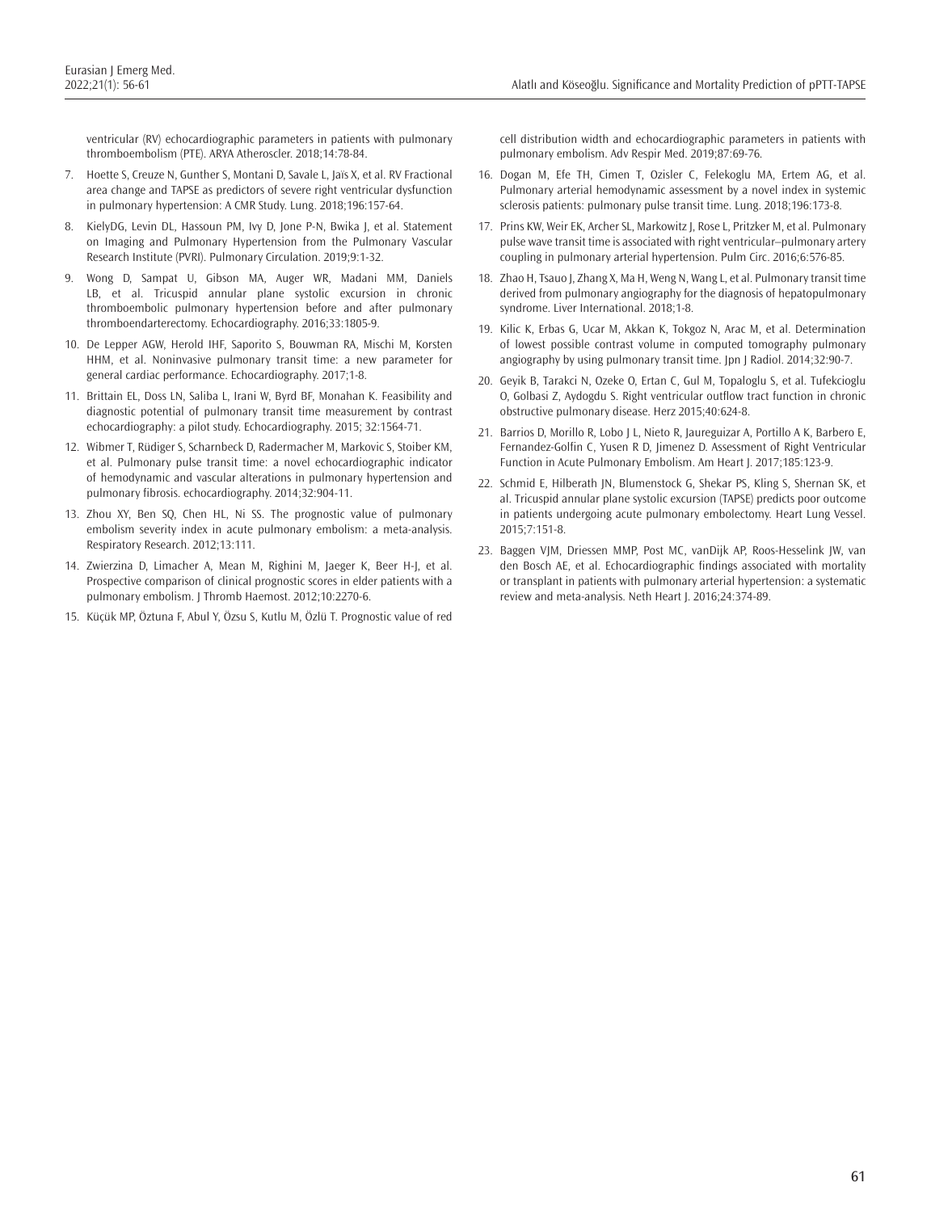ventricular (RV) echocardiographic parameters in patients with pulmonary thromboembolism (PTE). ARYA Atheroscler. 2018;14:78-84.

7. Hoette S, Creuze N, Gunther S, Montani D, Savale L, Jaïs X, et al. RV Fractional area change and TAPSE as predictors of severe right ventricular dysfunction in pulmonary hypertension: A CMR Study. Lung. 2018;196:157-64.
8. KielyDG, Levin DL, Hassoun PM, Ivy D, Jone P-N, Bwika J, et al. Statement on Imaging and Pulmonary Hypertension from the Pulmonary Vascular Research Institute (PVRI). Pulmonary Circulation. 2019;9:1-32.
9. Wong D, Sampat U, Gibson MA, Auger WR, Madani MM, Daniels LB, et al. Tricuspid annular plane systolic excursion in chronic thromboembolic pulmonary hypertension before and after pulmonary thromboendarterectomy. Echocardiography. 2016;33:1805-9.
10. De Lepper AGW, Herold IHF, Saporito S, Bouwman RA, Mischi M, Korsten HHM, et al. Noninvasive pulmonary transit time: a new parameter for general cardiac performance. Echocardiography. 2017;1-8.
11. Brittain EL, Doss LN, Saliba L, Irani W, Byrd BF, Monahan K. Feasibility and diagnostic potential of pulmonary transit time measurement by contrast echocardiography: a pilot study. Echocardiography. 2015; 32:1564-71.
12. Wibmer T, Rüdiger S, Scharnbeck D, Radermacher M, Markovic S, Stoiber KM, et al. Pulmonary pulse transit time: a novel echocardiographic indicator of hemodynamic and vascular alterations in pulmonary hypertension and pulmonary fibrosis. echocardiography. 2014;32:904-11.
13. Zhou XY, Ben SQ, Chen HL, Ni SS. The prognostic value of pulmonary embolism severity index in acute pulmonary embolism: a meta-analysis. Respiratory Research. 2012;13:111.
14. Zwierzina D, Limacher A, Mean M, Righini M, Jaeger K, Beer H-J, et al. Prospective comparison of clinical prognostic scores in elder patients with a pulmonary embolism. J Thromb Haemost. 2012;10:2270-6.
15. Küçük MP, Öztuna F, Abul Y, Özsu S, Kutlu M, Özlü T. Prognostic value of red cell distribution width and echocardiographic parameters in patients with pulmonary embolism. Adv Respir Med. 2019;87:69-76.
16. Dogan M, Efe TH, Cimen T, Ozisler C, Felekoglu MA, Ertem AG, et al. Pulmonary arterial hemodynamic assessment by a novel index in systemic sclerosis patients: pulmonary pulse transit time. Lung. 2018;196:173-8.
17. Prins KW, Weir EK, Archer SL, Markowitz J, Rose L, Pritzker M, et al. Pulmonary pulse wave transit time is associated with right ventricular–pulmonary artery coupling in pulmonary arterial hypertension. Pulm Circ. 2016;6:576-85.
18. Zhao H, Tsauo J, Zhang X, Ma H, Weng N, Wang L, et al. Pulmonary transit time derived from pulmonary angiography for the diagnosis of hepatopulmonary syndrome. Liver International. 2018;1-8.
19. Kilic K, Erbas G, Ucar M, Akkan K, Tokgoz N, Arac M, et al. Determination of lowest possible contrast volume in computed tomography pulmonary angiography by using pulmonary transit time. Jpn J Radiol. 2014;32:90-7.
20. Geyik B, Tarakci N, Ozeke O, Ertan C, Gul M, Topaloglu S, et al. Tufekcioglu O, Golbasi Z, Aydogdu S. Right ventricular outflow tract function in chronic obstructive pulmonary disease. Herz 2015;40:624-8.
21. Barrios D, Morillo R, Lobo J L, Nieto R, Jaureguizar A, Portillo A K, Barbero E, Fernandez-Golfin C, Yusen R D, Jimenez D. Assessment of Right Ventricular Function in Acute Pulmonary Embolism. Am Heart J. 2017;185:123-9.
22. Schmid E, Hilberath JN, Blumenstock G, Shekar PS, Kling S, Shernan SK, et al. Tricuspid annular plane systolic excursion (TAPSE) predicts poor outcome in patients undergoing acute pulmonary embolectomy. Heart Lung Vessel. 2015;7:151-8.
23. Baggen VJM, Driessen MMP, Post MC, vanDijk AP, Roos-Hesselink JW, van den Bosch AE, et al. Echocardiographic findings associated with mortality or transplant in patients with pulmonary arterial hypertension: a systematic review and meta-analysis. Neth Heart J. 2016;24:374-89.